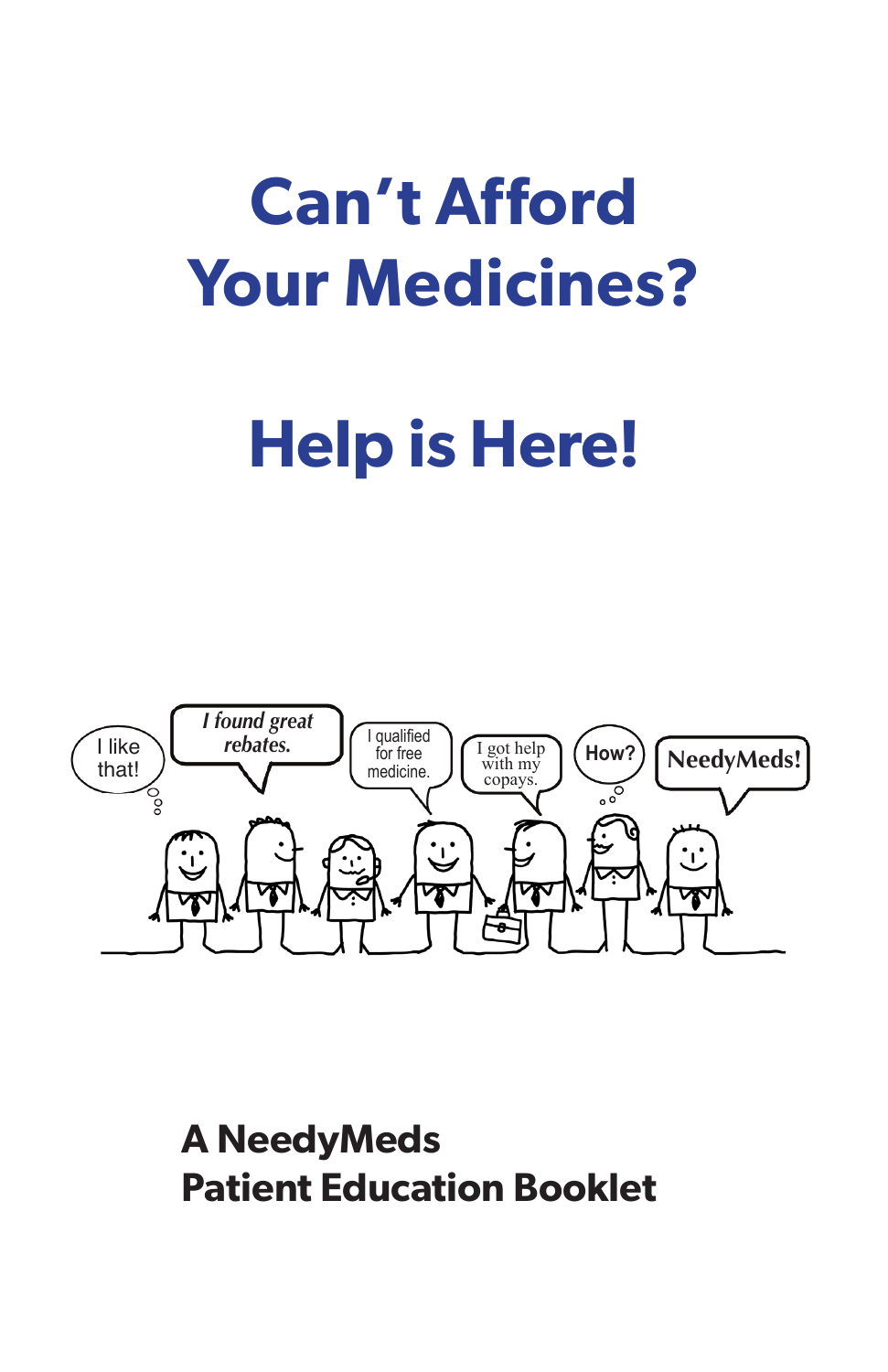# Can't Afford Your Medicines?

# Help is Here!

**A NeedyMeds Patient Education Booklet**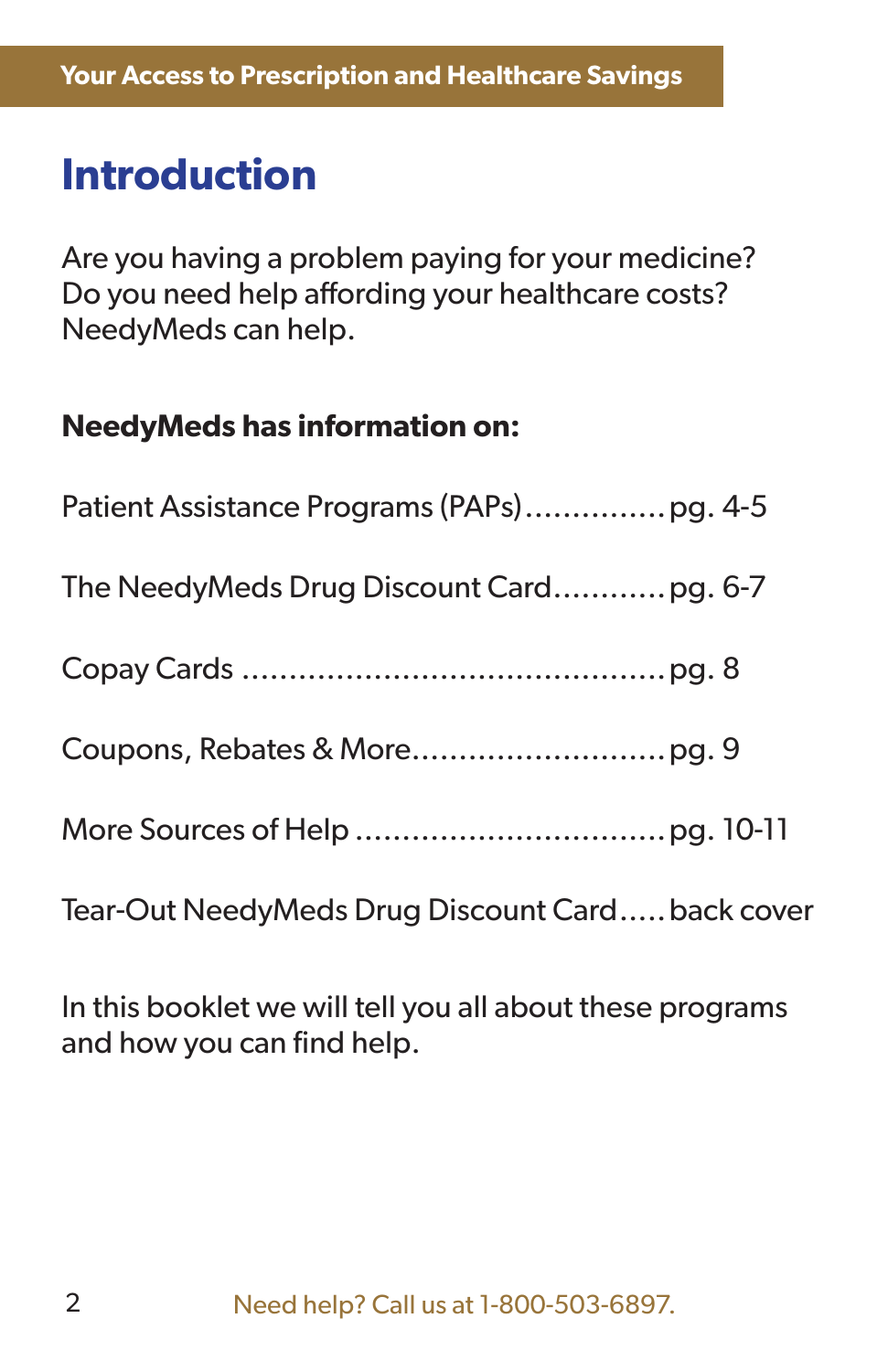# Introduction

Are you having a problem paying for your medicine? Do you need help affording your healthcare costs? NeedyMeds can help.

**NeedyMeds has information on:**

Patient Assistance Programs (PAPs)...............pg. 4-5

The NeedyMeds Drug Discount Card............pg. 6-7

Copay Cards .............................................pg. 8

Coupons, Rebates & More...........................pg. 9

More Sources of Help .................................pg. 10-11

Tear-Out NeedyMeds Drug Discount Card.....back cover

In this booklet we will tell you all about these programs and how you can find help.

Need help? Call us at 1-800-503-6897.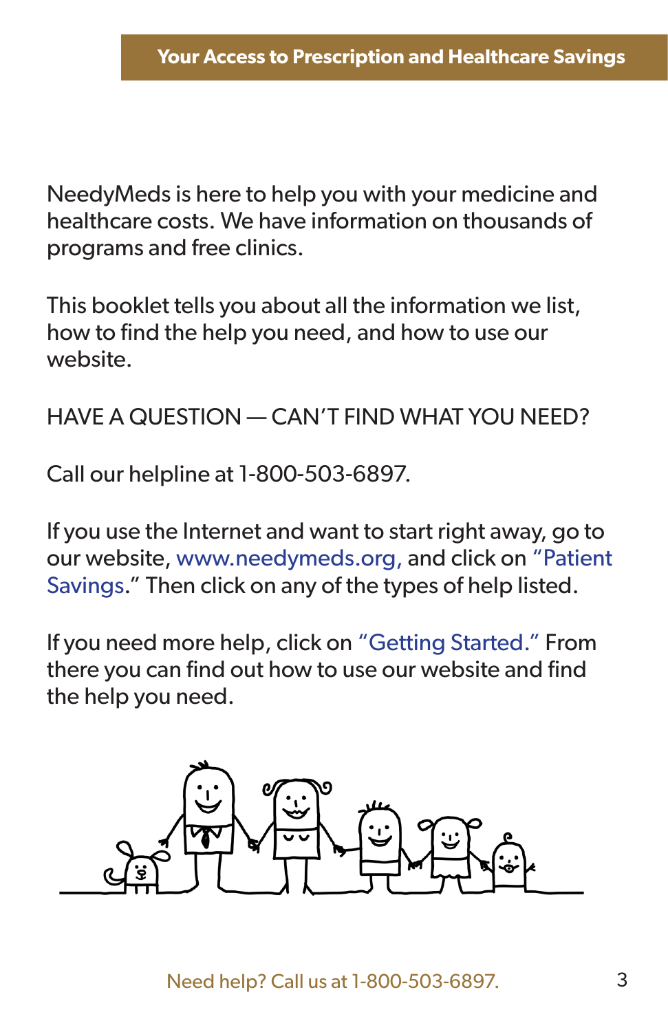NeedyMeds is here to help you with your medicine and healthcare costs. We have information on thousands of programs and free clinics.

This booklet tells you about all the information we list, how to find the help you need, and how to use our website.

HAVE A QUESTION — CAN'T FIND WHAT YOU NEED?

Call our helpline at 1-800-503-6897.

If you use the Internet and want to start right away, go to our website, www.needymeds.org, and click on "Patient Savings." Then click on any of the types of help listed.

If you need more help, click on "Getting Started." From there you can find out how to use our website and find the help you need.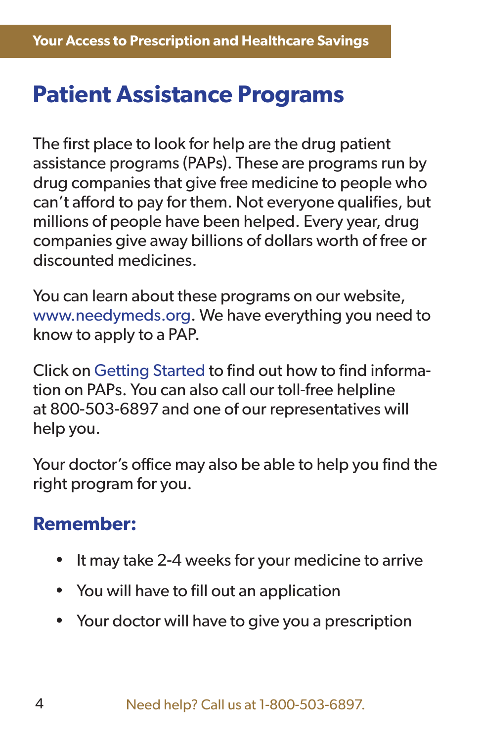# Patient Assistance Programs

The first place to look for help are the drug patient assistance programs (PAPs). These are programs run by drug companies that give free medicine to people who can't afford to pay for them. Not everyone qualifies, but millions of people have been helped. Every year, drug companies give away billions of dollars worth of free or discounted medicines.

You can learn about these programs on our website, www.needymeds.org. We have everything you need to know to apply to a PAP.

Click on Getting Started to find out how to find information on PAPs. You can also call our toll-free helpline at 800-503-6897 and one of our representatives will help you.

Your doctor's office may also be able to help you find the right program for you.

## Remember:

- It may take 2-4 weeks for your medicine to arrive
- You will have to fill out an application
- Your doctor will have to give you a prescription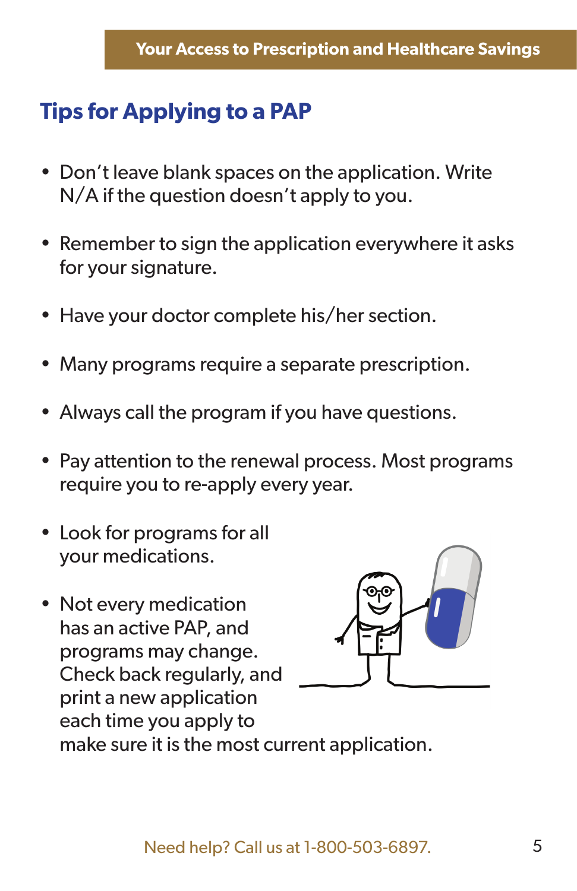## Tips for Applying to a PAP

- Don't leave blank spaces on the application. Write N/A if the question doesn't apply to you.
- Remember to sign the application everywhere it asks for your signature.
- Have your doctor complete his/her section.
- Many programs require a separate prescription.
- Always call the program if you have questions.
- Pay attention to the renewal process. Most programs require you to re-apply every year.
- Look for programs for all your medications.
- Not every medication has an active PAP, and programs may change. Check back regularly, and print a new application each time you apply to make sure it is the most current application.

Need help? Call us at 1-800-503-6897.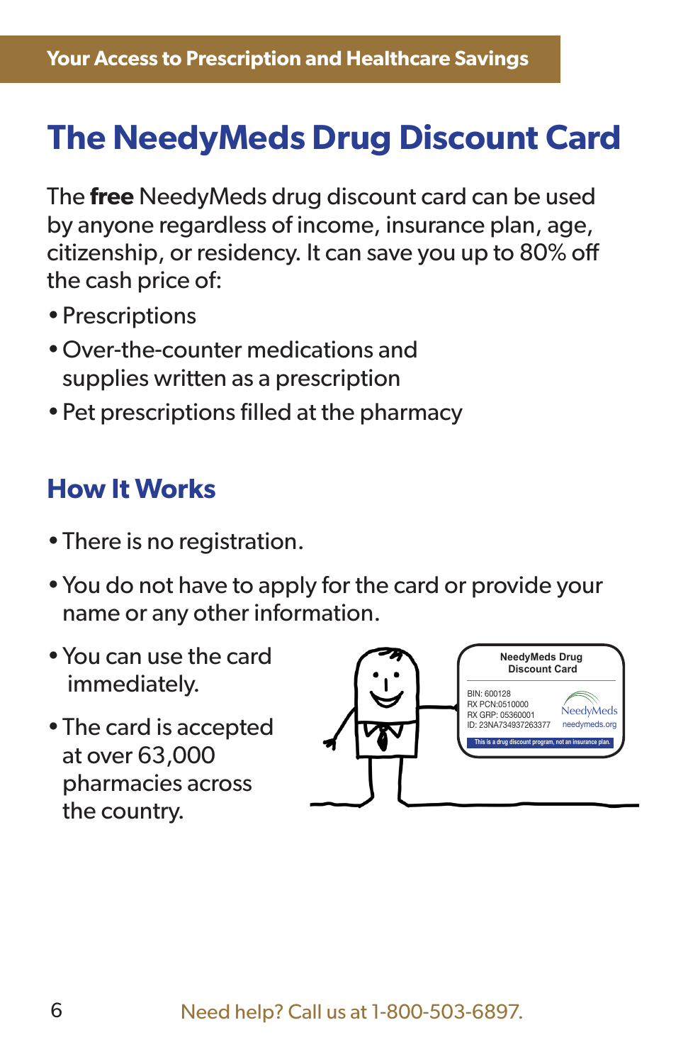Your Access to Prescription and Healthcare Savings

# The NeedyMeds Drug Discount Card

The **free** NeedyMeds drug discount card can be used by anyone regardless of income, insurance plan, age, citizenship, or residency. It can save you up to 80% off the cash price of:

- Prescriptions
- Over-the-counter medications and supplies written as a prescription
- Pet prescriptions filled at the pharmacy

## How It Works

- There is no registration.
- You do not have to apply for the card or provide your name or any other information.
- You can use the card immediately.
- The card is accepted at over 63,000 pharmacies across the country.

NeedyMeds Drug Discount Card

BIN: 600128
RX PCN:0510000
RX GRP: 05360001
ID: 23NA734937263377

NeedyMeds
needymeds.org

This is a drug discount program, not an insurance plan.

Need help? Call us at 1-800-503-6897.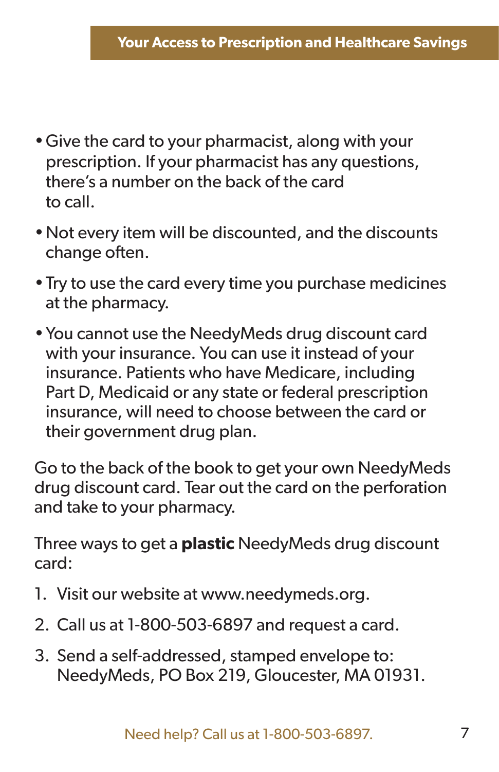- Give the card to your pharmacist, along with your prescription. If your pharmacist has any questions, there's a number on the back of the card to call.
- Not every item will be discounted, and the discounts change often.
- Try to use the card every time you purchase medicines at the pharmacy.
- You cannot use the NeedyMeds drug discount card with your insurance. You can use it instead of your insurance. Patients who have Medicare, including Part D, Medicaid or any state or federal prescription insurance, will need to choose between the card or their government drug plan.

Go to the back of the book to get your own NeedyMeds drug discount card. Tear out the card on the perforation and take to your pharmacy.

Three ways to get a **plastic** NeedyMeds drug discount card:

1. Visit our website at www.needymeds.org.
2. Call us at 1-800-503-6897 and request a card.
3. Send a self-addressed, stamped envelope to: NeedyMeds, PO Box 219, Gloucester, MA 01931.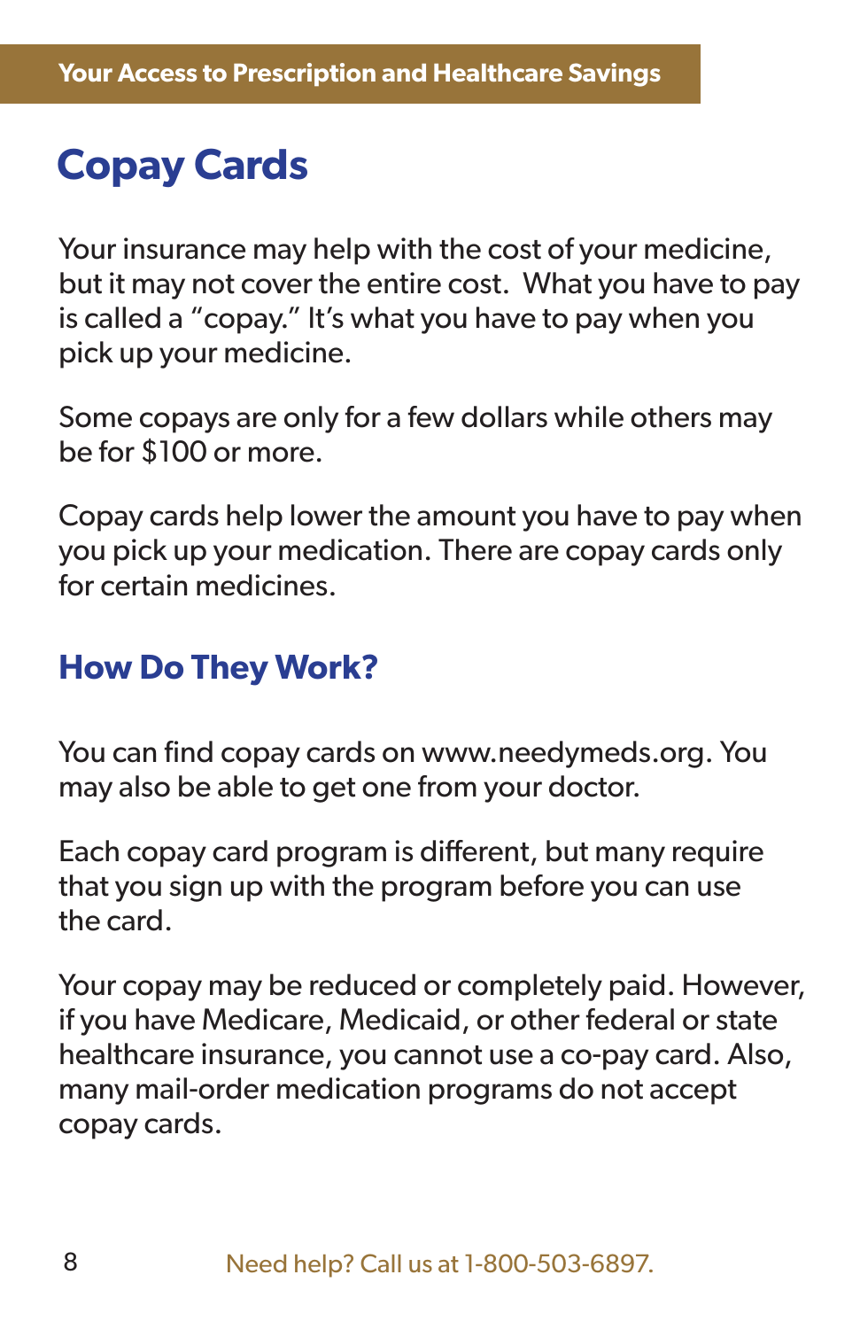# Copay Cards

Your insurance may help with the cost of your medicine, but it may not cover the entire cost. What you have to pay is called a "copay." It's what you have to pay when you pick up your medicine.

Some copays are only for a few dollars while others may be for $100 or more.

Copay cards help lower the amount you have to pay when you pick up your medication. There are copay cards only for certain medicines.

## How Do They Work?

You can find copay cards on www.needymeds.org. You may also be able to get one from your doctor.

Each copay card program is different, but many require that you sign up with the program before you can use the card.

Your copay may be reduced or completely paid. However, if you have Medicare, Medicaid, or other federal or state healthcare insurance, you cannot use a co-pay card. Also, many mail-order medication programs do not accept copay cards.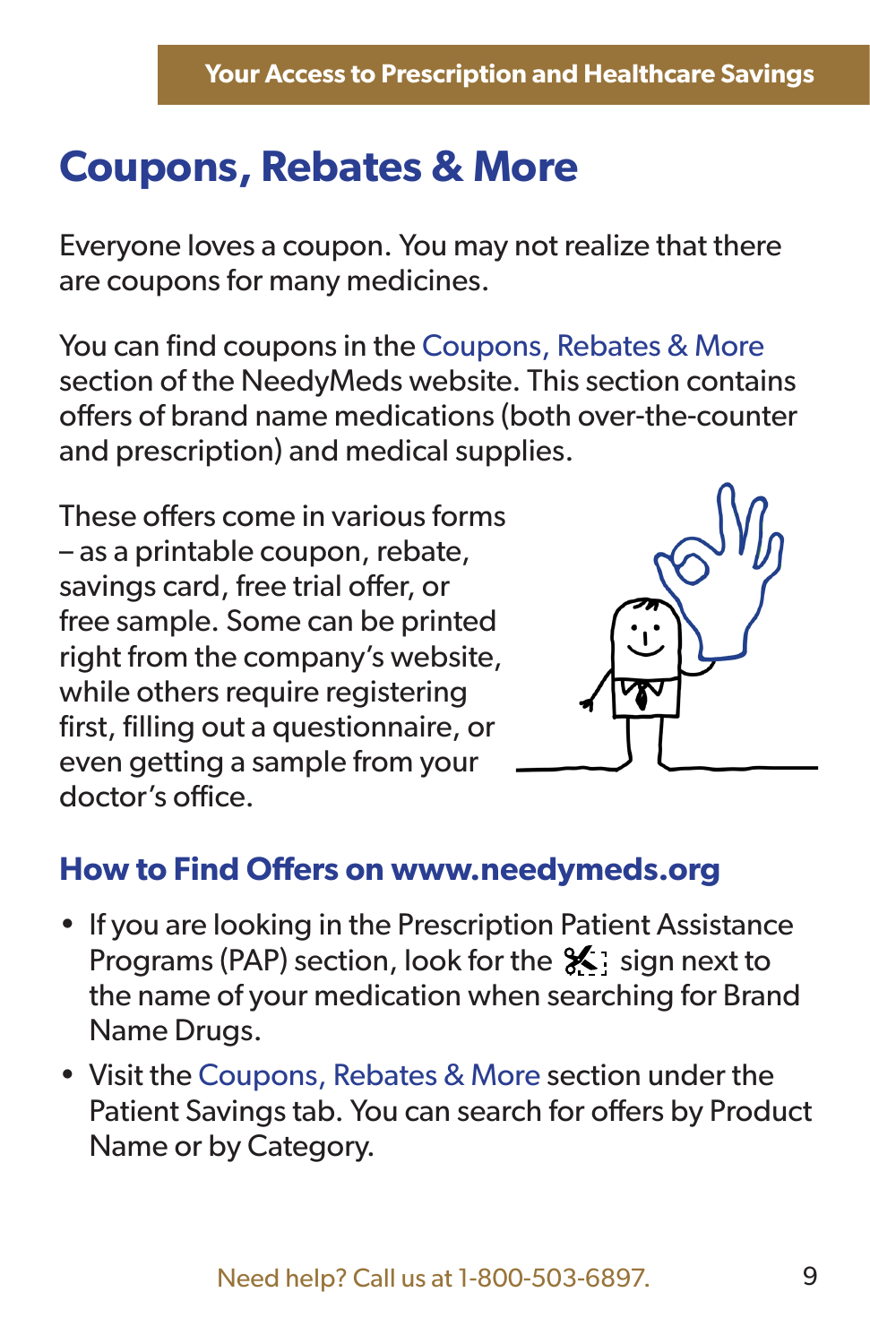# Coupons, Rebates & More

Everyone loves a coupon. You may not realize that there are coupons for many medicines.

You can find coupons in the Coupons, Rebates & More section of the NeedyMeds website. This section contains offers of brand name medications (both over-the-counter and prescription) and medical supplies.

These offers come in various forms – as a printable coupon, rebate, savings card, free trial offer, or free sample. Some can be printed right from the company's website, while others require registering first, filling out a questionnaire, or even getting a sample from your doctor's office.

## How to Find Offers on www.needymeds.org

- If you are looking in the Prescription Patient Assistance Programs (PAP) section, look for the ✂ sign next to the name of your medication when searching for Brand Name Drugs.
- Visit the Coupons, Rebates & More section under the Patient Savings tab. You can search for offers by Product Name or by Category.

Need help? Call us at 1-800-503-6897.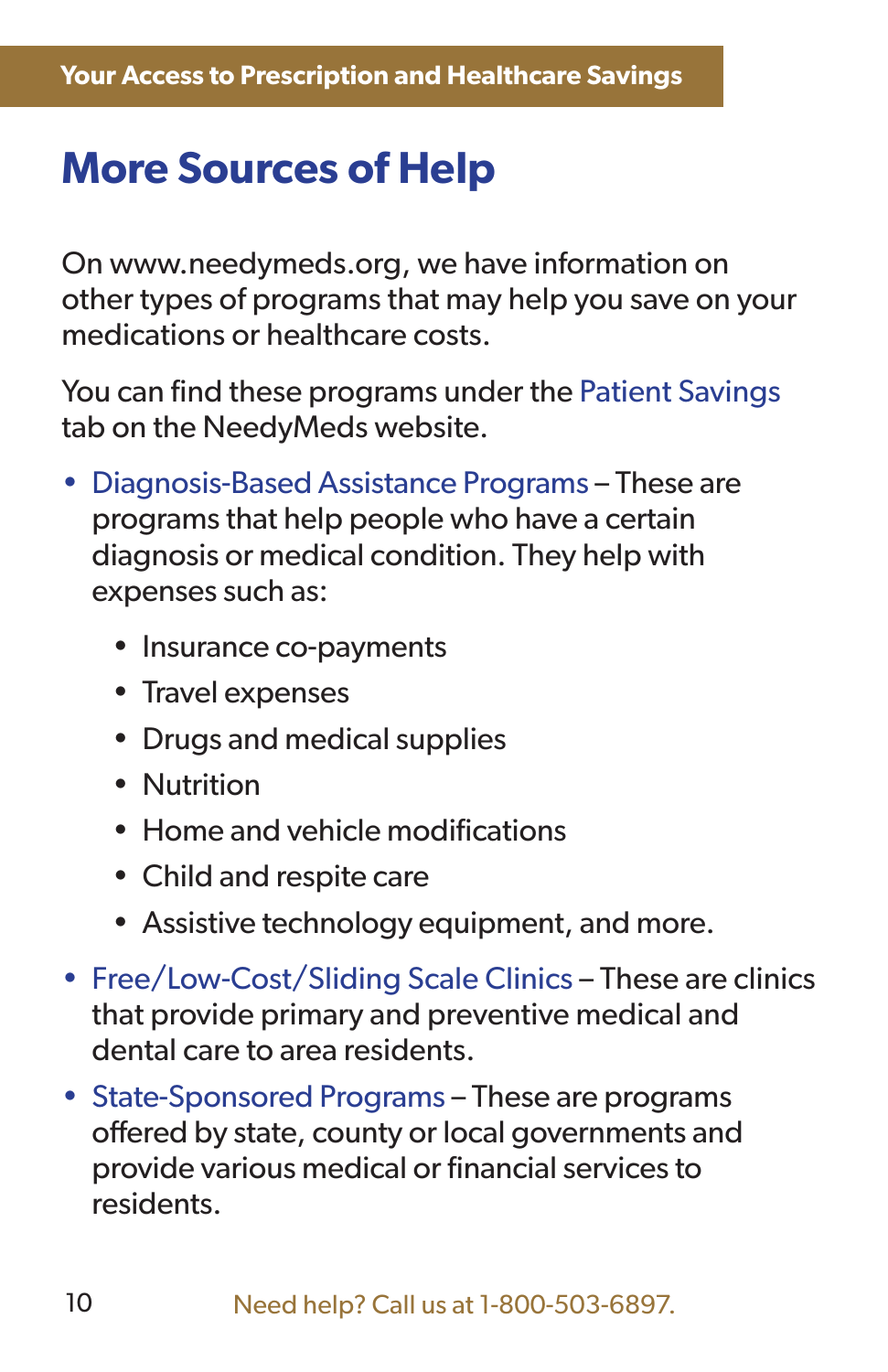# More Sources of Help

On www.needymeds.org, we have information on other types of programs that may help you save on your medications or healthcare costs.

You can find these programs under the Patient Savings tab on the NeedyMeds website.

- Diagnosis-Based Assistance Programs – These are programs that help people who have a certain diagnosis or medical condition. They help with expenses such as:
  - Insurance co-payments
  - Travel expenses
  - Drugs and medical supplies
  - Nutrition
  - Home and vehicle modifications
  - Child and respite care
  - Assistive technology equipment, and more.
- Free/Low-Cost/Sliding Scale Clinics – These are clinics that provide primary and preventive medical and dental care to area residents.
- State-Sponsored Programs – These are programs offered by state, county or local governments and provide various medical or financial services to residents.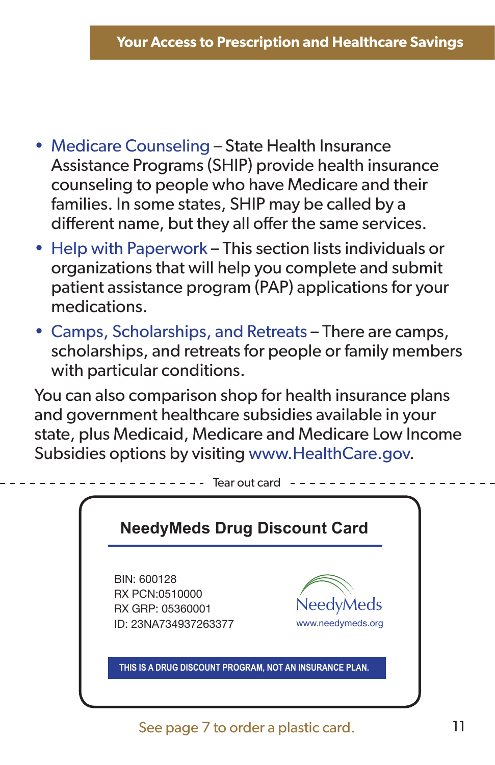- Medicare Counseling – State Health Insurance Assistance Programs (SHIP) provide health insurance counseling to people who have Medicare and their families. In some states, SHIP may be called by a different name, but they all offer the same services.
- Help with Paperwork – This section lists individuals or organizations that will help you complete and submit patient assistance program (PAP) applications for your medications.
- Camps, Scholarships, and Retreats – There are camps, scholarships, and retreats for people or family members with particular conditions.

You can also comparison shop for health insurance plans and government healthcare subsidies available in your state, plus Medicaid, Medicare and Medicare Low Income Subsidies options by visiting www.HealthCare.gov.

Tear out card

**NeedyMeds Drug Discount Card**

BIN: 600128
RX PCN:0510000
RX GRP: 05360001
ID: 23NA734937263377

NeedyMeds
www.needymeds.org

THIS IS A DRUG DISCOUNT PROGRAM, NOT AN INSURANCE PLAN.

See page 7 to order a plastic card.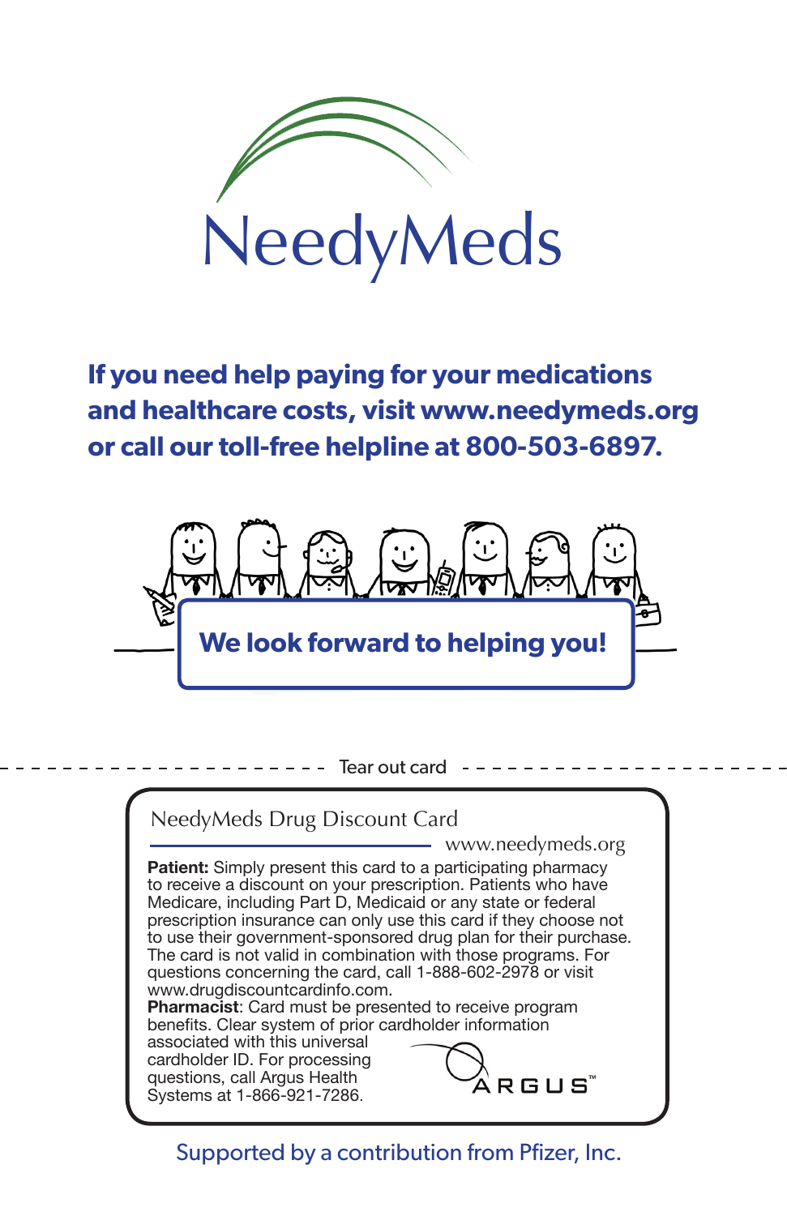# NeedyMeds

**If you need help paying for your medications and healthcare costs, visit www.needymeds.org or call our toll-free helpline at 800-503-6897.**

**We look forward to helping you!**

Tear out card

NeedyMeds Drug Discount Card

www.needymeds.org

**Patient:** Simply present this card to a participating pharmacy to receive a discount on your prescription. Patients who have Medicare, including Part D, Medicaid or any state or federal prescription insurance can only use this card if they choose not to use their government-sponsored drug plan for their purchase. The card is not valid in combination with those programs. For questions concerning the card, call 1-888-602-2978 or visit www.drugdiscountcardinfo.com.

**Pharmacist**: Card must be presented to receive program benefits. Clear system of prior cardholder information associated with this universal cardholder ID. For processing questions, call Argus Health Systems at 1-866-921-7286.

ARGUS™

Supported by a contribution from Pfizer, Inc.